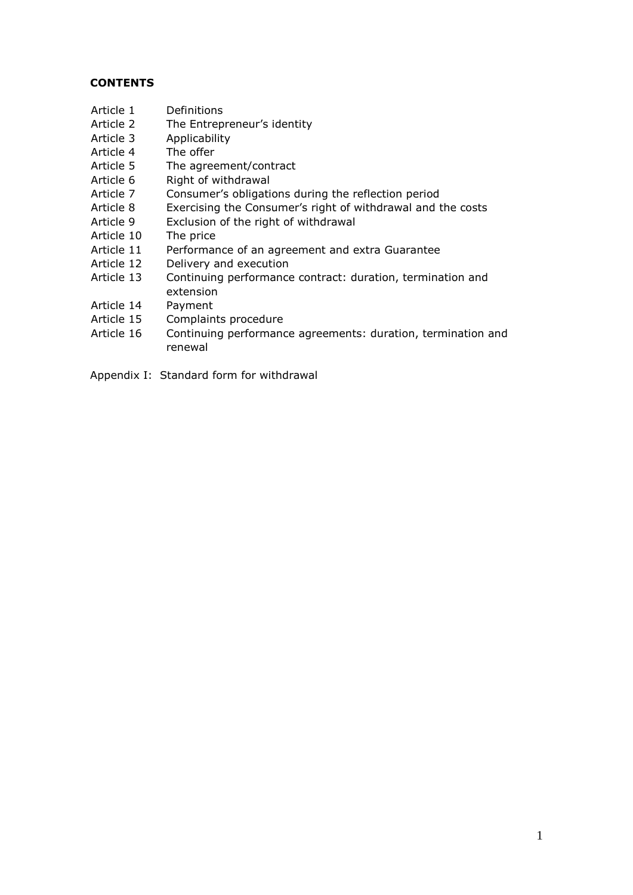**CONTENTS**

| | |
|---|---|
| Article 1 | Definitions |
| Article 2 | The Entrepreneur's identity |
| Article 3 | Applicability |
| Article 4 | The offer |
| Article 5 | The agreement/contract |
| Article 6 | Right of withdrawal |
| Article 7 | Consumer's obligations during the reflection period |
| Article 8 | Exercising the Consumer's right of withdrawal and the costs |
| Article 9 | Exclusion of the right of withdrawal |
| Article 10 | The price |
| Article 11 | Performance of an agreement and extra Guarantee |
| Article 12 | Delivery and execution |
| Article 13 | Continuing performance contract: duration, termination and extension |
| Article 14 | Payment |
| Article 15 | Complaints procedure |
| Article 16 | Continuing performance agreements: duration, termination and renewal |

Appendix I: Standard form for withdrawal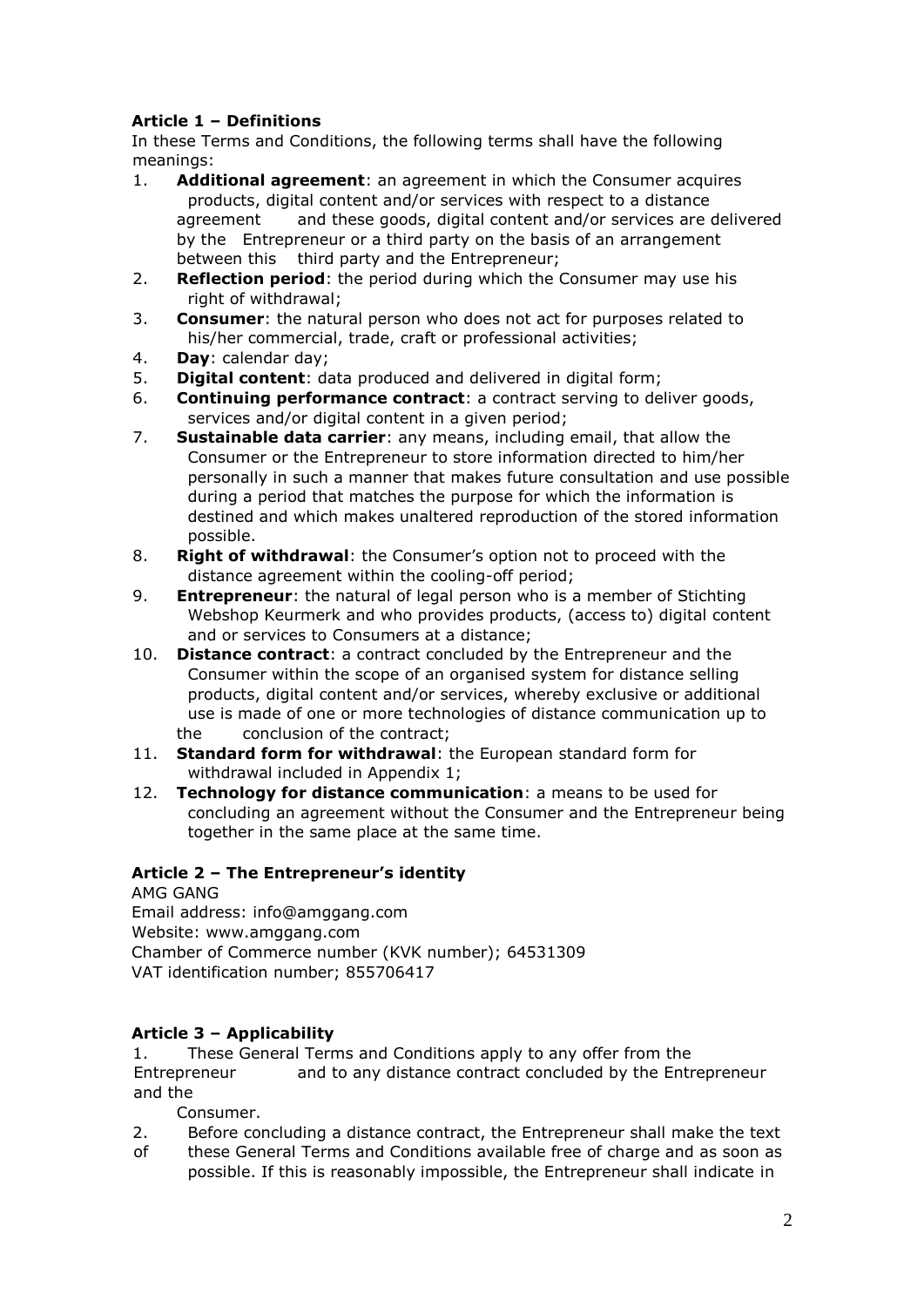**Article 1 – Definitions**

In these Terms and Conditions, the following terms shall have the following meanings:

1. **Additional agreement**: an agreement in which the Consumer acquires products, digital content and/or services with respect to a distance agreement and these goods, digital content and/or services are delivered by the Entrepreneur or a third party on the basis of an arrangement between this third party and the Entrepreneur;
2. **Reflection period**: the period during which the Consumer may use his right of withdrawal;
3. **Consumer**: the natural person who does not act for purposes related to his/her commercial, trade, craft or professional activities;
4. **Day**: calendar day;
5. **Digital content**: data produced and delivered in digital form;
6. **Continuing performance contract**: a contract serving to deliver goods, services and/or digital content in a given period;
7. **Sustainable data carrier**: any means, including email, that allow the Consumer or the Entrepreneur to store information directed to him/her personally in such a manner that makes future consultation and use possible during a period that matches the purpose for which the information is destined and which makes unaltered reproduction of the stored information possible.
8. **Right of withdrawal**: the Consumer's option not to proceed with the distance agreement within the cooling-off period;
9. **Entrepreneur**: the natural of legal person who is a member of Stichting Webshop Keurmerk and who provides products, (access to) digital content and or services to Consumers at a distance;
10. **Distance contract**: a contract concluded by the Entrepreneur and the Consumer within the scope of an organised system for distance selling products, digital content and/or services, whereby exclusive or additional use is made of one or more technologies of distance communication up to the conclusion of the contract;
11. **Standard form for withdrawal**: the European standard form for withdrawal included in Appendix 1;
12. **Technology for distance communication**: a means to be used for concluding an agreement without the Consumer and the Entrepreneur being together in the same place at the same time.

**Article 2 – The Entrepreneur's identity**

AMG GANG
Email address: info@amggang.com
Website: www.amggang.com
Chamber of Commerce number (KVK number); 64531309
VAT identification number; 855706417

**Article 3 – Applicability**

1. These General Terms and Conditions apply to any offer from the Entrepreneur and to any distance contract concluded by the Entrepreneur and the Consumer.
2. Before concluding a distance contract, the Entrepreneur shall make the text of these General Terms and Conditions available free of charge and as soon as possible. If this is reasonably impossible, the Entrepreneur shall indicate in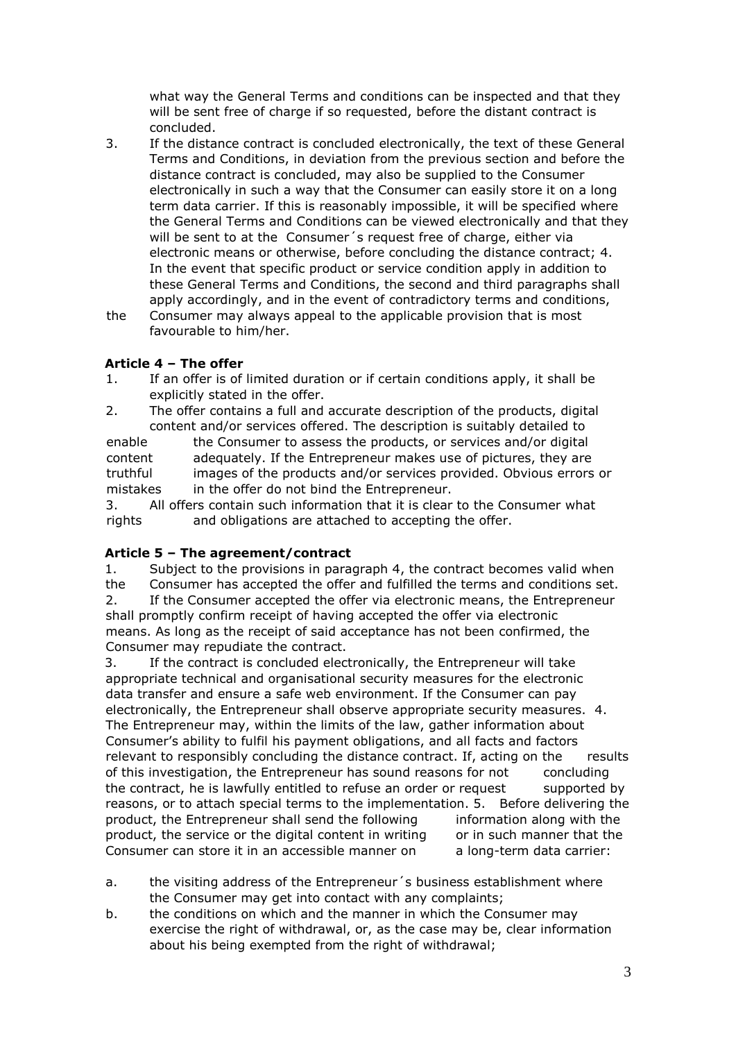what way the General Terms and conditions can be inspected and that they will be sent free of charge if so requested, before the distant contract is concluded.

3. If the distance contract is concluded electronically, the text of these General Terms and Conditions, in deviation from the previous section and before the distance contract is concluded, may also be supplied to the Consumer electronically in such a way that the Consumer can easily store it on a long term data carrier. If this is reasonably impossible, it will be specified where the General Terms and Conditions can be viewed electronically and that they will be sent to at the Consumer´s request free of charge, either via electronic means or otherwise, before concluding the distance contract; 4. In the event that specific product or service condition apply in addition to these General Terms and Conditions, the second and third paragraphs shall apply accordingly, and in the event of contradictory terms and conditions, the Consumer may always appeal to the applicable provision that is most favourable to him/her.

**Article 4 – The offer**

1. If an offer is of limited duration or if certain conditions apply, it shall be explicitly stated in the offer.
2. The offer contains a full and accurate description of the products, digital content and/or services offered. The description is suitably detailed to enable the Consumer to assess the products, or services and/or digital content adequately. If the Entrepreneur makes use of pictures, they are truthful images of the products and/or services provided. Obvious errors or mistakes in the offer do not bind the Entrepreneur.
3. All offers contain such information that it is clear to the Consumer what rights and obligations are attached to accepting the offer.

**Article 5 – The agreement/contract**

1. Subject to the provisions in paragraph 4, the contract becomes valid when the Consumer has accepted the offer and fulfilled the terms and conditions set.
2. If the Consumer accepted the offer via electronic means, the Entrepreneur shall promptly confirm receipt of having accepted the offer via electronic means. As long as the receipt of said acceptance has not been confirmed, the Consumer may repudiate the contract.
3. If the contract is concluded electronically, the Entrepreneur will take appropriate technical and organisational security measures for the electronic data transfer and ensure a safe web environment. If the Consumer can pay electronically, the Entrepreneur shall observe appropriate security measures. 4. The Entrepreneur may, within the limits of the law, gather information about Consumer's ability to fulfil his payment obligations, and all facts and factors relevant to responsibly concluding the distance contract. If, acting on the results of this investigation, the Entrepreneur has sound reasons for not concluding the contract, he is lawfully entitled to refuse an order or request supported by reasons, or to attach special terms to the implementation. 5. Before delivering the product, the Entrepreneur shall send the following information along with the product, the service or the digital content in writing or in such manner that the Consumer can store it in an accessible manner on a long-term data carrier:

a. the visiting address of the Entrepreneur´s business establishment where the Consumer may get into contact with any complaints;
b. the conditions on which and the manner in which the Consumer may exercise the right of withdrawal, or, as the case may be, clear information about his being exempted from the right of withdrawal;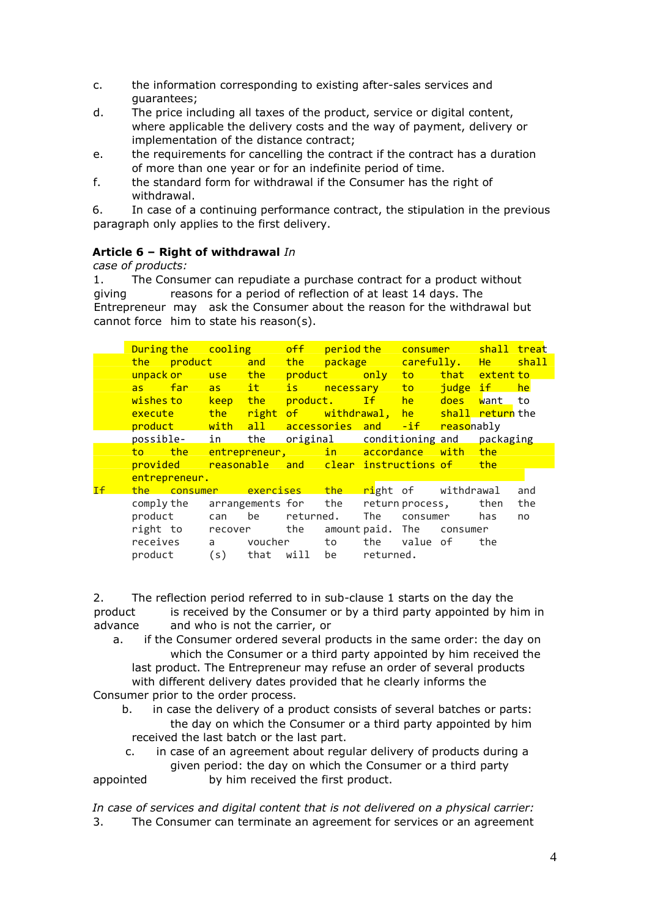c. the information corresponding to existing after-sales services and guarantees;

d. The price including all taxes of the product, service or digital content, where applicable the delivery costs and the way of payment, delivery or implementation of the distance contract;

e. the requirements for cancelling the contract if the contract has a duration of more than one year or for an indefinite period of time.

f. the standard form for withdrawal if the Consumer has the right of withdrawal.

6. In case of a continuing performance contract, the stipulation in the previous paragraph only applies to the first delivery.

**Article 6 – Right of withdrawal** *In case of products:*

1. The Consumer can repudiate a purchase contract for a product without giving reasons for a period of reflection of at least 14 days. The Entrepreneur may ask the Consumer about the reason for the withdrawal but cannot force him to state his reason(s).

During the cooling off period the consumer shall treat the product and the package carefully. He shall unpack or use the product only to that extent to as far as it is necessary to judge if he wishes to keep the product. If he does want to execute the right of withdrawal, he shall return the product with all accessories and -if reasonably possible- in the original conditioning and packaging to the entrepreneur, in accordance with the provided reasonable and clear instructions of the entrepreneur.

If the consumer exercises the right of withdrawal and comply the arrangements for the return process, then the product can be returned. The consumer has no right to recover the amount paid. The consumer receives a voucher to the value of the product (s) that will be returned.

2. The reflection period referred to in sub-clause 1 starts on the day the product is received by the Consumer or by a third party appointed by him in advance and who is not the carrier, or

a. if the Consumer ordered several products in the same order: the day on which the Consumer or a third party appointed by him received the last product. The Entrepreneur may refuse an order of several products with different delivery dates provided that he clearly informs the Consumer prior to the order process.

b. in case the delivery of a product consists of several batches or parts: the day on which the Consumer or a third party appointed by him received the last batch or the last part.

c. in case of an agreement about regular delivery of products during a given period: the day on which the Consumer or a third party appointed by him received the first product.

*In case of services and digital content that is not delivered on a physical carrier:*

3. The Consumer can terminate an agreement for services or an agreement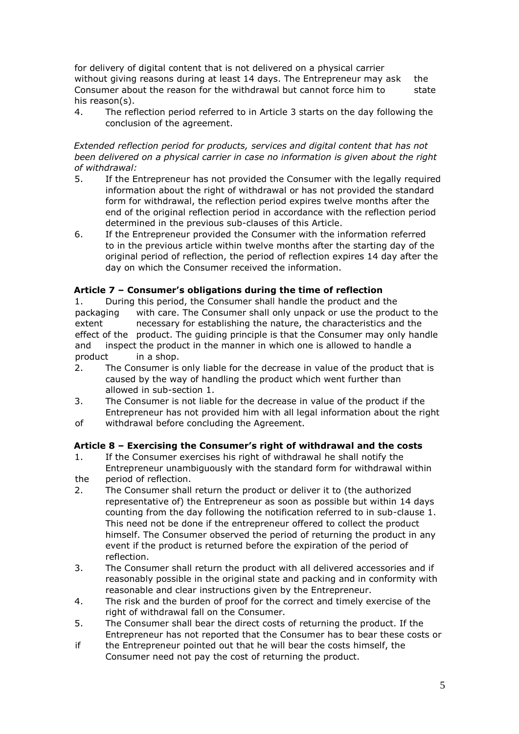for delivery of digital content that is not delivered on a physical carrier without giving reasons during at least 14 days. The Entrepreneur may ask the Consumer about the reason for the withdrawal but cannot force him to state his reason(s).

4. The reflection period referred to in Article 3 starts on the day following the conclusion of the agreement.

*Extended reflection period for products, services and digital content that has not been delivered on a physical carrier in case no information is given about the right of withdrawal:*

5. If the Entrepreneur has not provided the Consumer with the legally required information about the right of withdrawal or has not provided the standard form for withdrawal, the reflection period expires twelve months after the end of the original reflection period in accordance with the reflection period determined in the previous sub-clauses of this Article.
6. If the Entrepreneur provided the Consumer with the information referred to in the previous article within twelve months after the starting day of the original period of reflection, the period of reflection expires 14 day after the day on which the Consumer received the information.

### Article 7 – Consumer's obligations during the time of reflection

1. During this period, the Consumer shall handle the product and the packaging with care. The Consumer shall only unpack or use the product to the extent necessary for establishing the nature, the characteristics and the effect of the product. The guiding principle is that the Consumer may only handle and inspect the product in the manner in which one is allowed to handle a product in a shop.
2. The Consumer is only liable for the decrease in value of the product that is caused by the way of handling the product which went further than allowed in sub-section 1.
3. The Consumer is not liable for the decrease in value of the product if the Entrepreneur has not provided him with all legal information about the right of withdrawal before concluding the Agreement.

### Article 8 – Exercising the Consumer's right of withdrawal and the costs

1. If the Consumer exercises his right of withdrawal he shall notify the Entrepreneur unambiguously with the standard form for withdrawal within the period of reflection.
2. The Consumer shall return the product or deliver it to (the authorized representative of) the Entrepreneur as soon as possible but within 14 days counting from the day following the notification referred to in sub-clause 1. This need not be done if the entrepreneur offered to collect the product himself. The Consumer observed the period of returning the product in any event if the product is returned before the expiration of the period of reflection.
3. The Consumer shall return the product with all delivered accessories and if reasonably possible in the original state and packing and in conformity with reasonable and clear instructions given by the Entrepreneur.
4. The risk and the burden of proof for the correct and timely exercise of the right of withdrawal fall on the Consumer.
5. The Consumer shall bear the direct costs of returning the product. If the Entrepreneur has not reported that the Consumer has to bear these costs or if the Entrepreneur pointed out that he will bear the costs himself, the Consumer need not pay the cost of returning the product.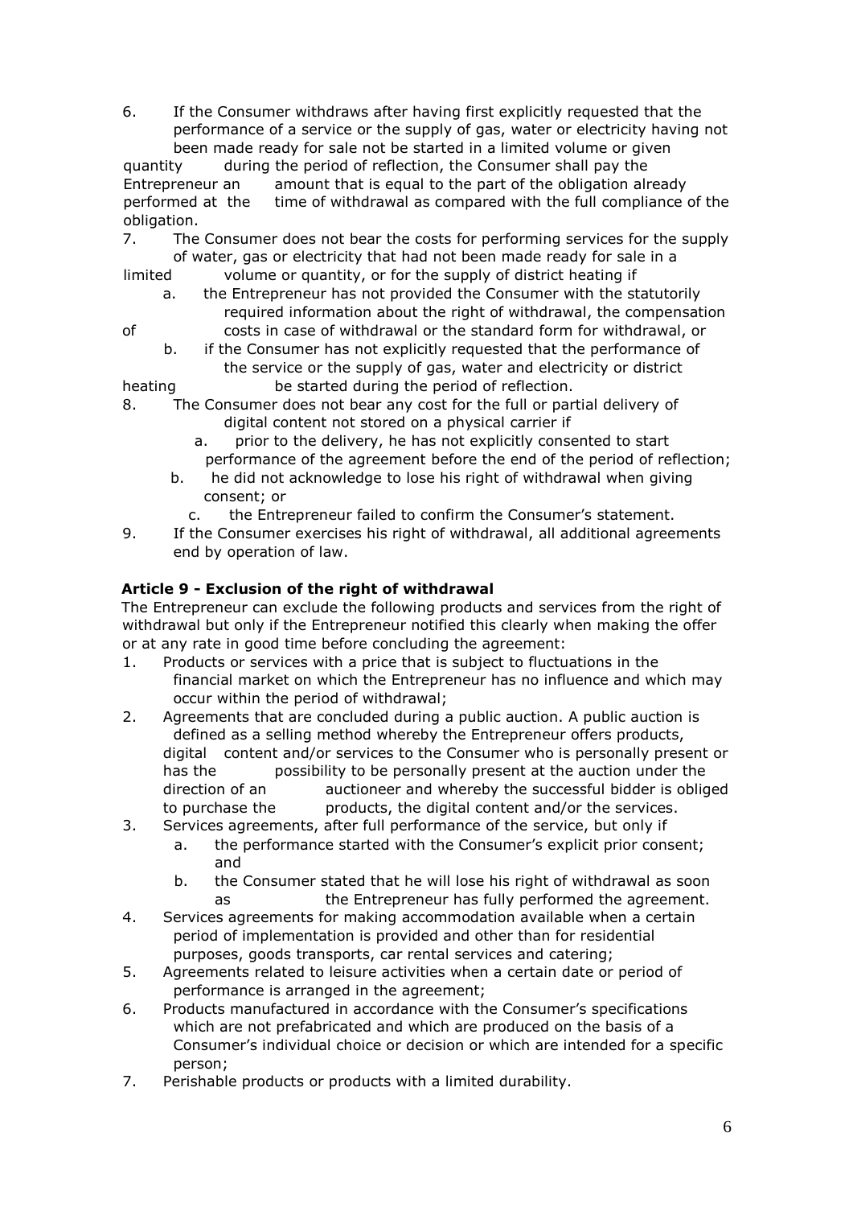6. If the Consumer withdraws after having first explicitly requested that the performance of a service or the supply of gas, water or electricity having not been made ready for sale not be started in a limited volume or given quantity during the period of reflection, the Consumer shall pay the Entrepreneur an amount that is equal to the part of the obligation already performed at the time of withdrawal as compared with the full compliance of the obligation.
7. The Consumer does not bear the costs for performing services for the supply of water, gas or electricity that had not been made ready for sale in a limited volume or quantity, or for the supply of district heating if
   a. the Entrepreneur has not provided the Consumer with the statutorily required information about the right of withdrawal, the compensation of costs in case of withdrawal or the standard form for withdrawal, or
   b. if the Consumer has not explicitly requested that the performance of the service or the supply of gas, water and electricity or district heating be started during the period of reflection.
8. The Consumer does not bear any cost for the full or partial delivery of digital content not stored on a physical carrier if
   a. prior to the delivery, he has not explicitly consented to start performance of the agreement before the end of the period of reflection;
   b. he did not acknowledge to lose his right of withdrawal when giving consent; or
   c. the Entrepreneur failed to confirm the Consumer's statement.
9. If the Consumer exercises his right of withdrawal, all additional agreements end by operation of law.

**Article 9 - Exclusion of the right of withdrawal**

The Entrepreneur can exclude the following products and services from the right of withdrawal but only if the Entrepreneur notified this clearly when making the offer or at any rate in good time before concluding the agreement:

1. Products or services with a price that is subject to fluctuations in the financial market on which the Entrepreneur has no influence and which may occur within the period of withdrawal;
2. Agreements that are concluded during a public auction. A public auction is defined as a selling method whereby the Entrepreneur offers products, digital content and/or services to the Consumer who is personally present or has the possibility to be personally present at the auction under the direction of an auctioneer and whereby the successful bidder is obliged to purchase the products, the digital content and/or the services.
3. Services agreements, after full performance of the service, but only if
   a. the performance started with the Consumer's explicit prior consent; and
   b. the Consumer stated that he will lose his right of withdrawal as soon as the Entrepreneur has fully performed the agreement.
4. Services agreements for making accommodation available when a certain period of implementation is provided and other than for residential purposes, goods transports, car rental services and catering;
5. Agreements related to leisure activities when a certain date or period of performance is arranged in the agreement;
6. Products manufactured in accordance with the Consumer's specifications which are not prefabricated and which are produced on the basis of a Consumer's individual choice or decision or which are intended for a specific person;
7. Perishable products or products with a limited durability.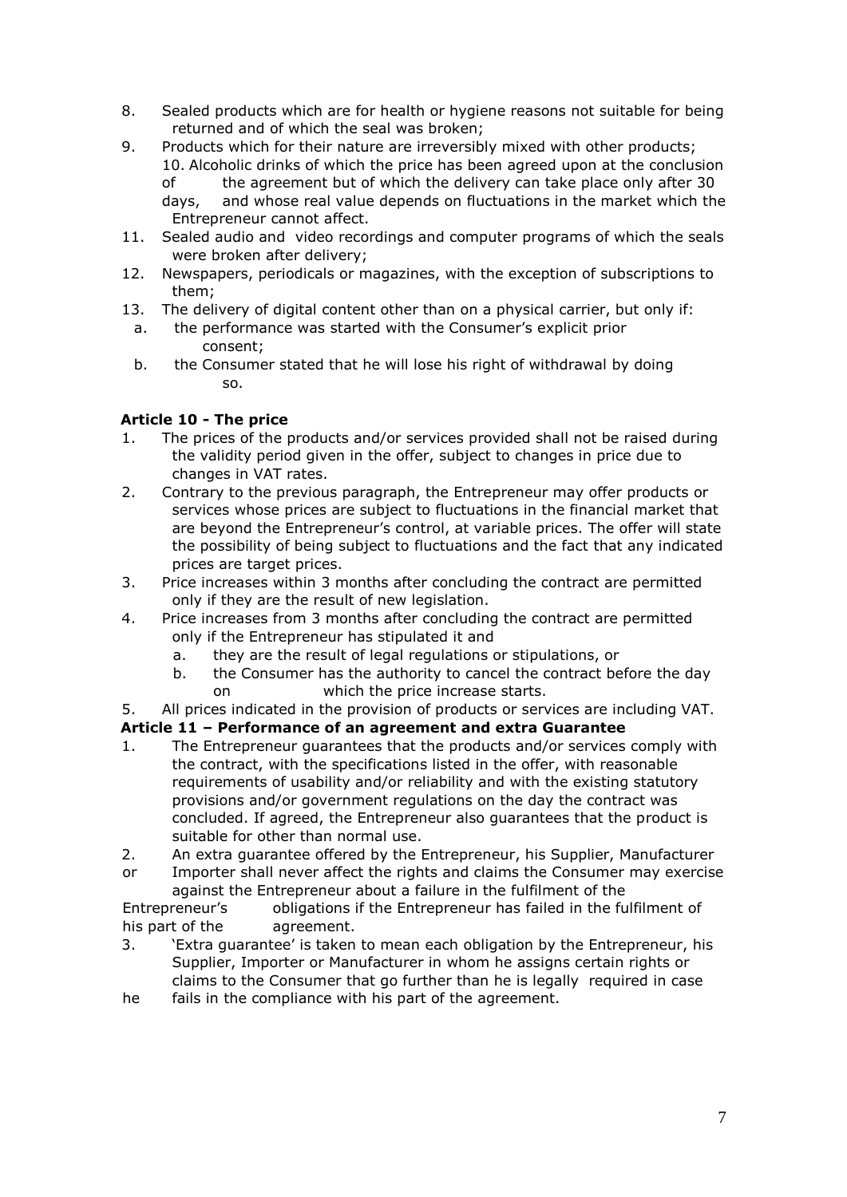8. Sealed products which are for health or hygiene reasons not suitable for being returned and of which the seal was broken;
9. Products which for their nature are irreversibly mixed with other products;
10. Alcoholic drinks of which the price has been agreed upon at the conclusion of the agreement but of which the delivery can take place only after 30 days, and whose real value depends on fluctuations in the market which the Entrepreneur cannot affect.
11. Sealed audio and video recordings and computer programs of which the seals were broken after delivery;
12. Newspapers, periodicals or magazines, with the exception of subscriptions to them;
13. The delivery of digital content other than on a physical carrier, but only if:
    a. the performance was started with the Consumer's explicit prior consent;
    b. the Consumer stated that he will lose his right of withdrawal by doing so.

**Article 10 - The price**

1. The prices of the products and/or services provided shall not be raised during the validity period given in the offer, subject to changes in price due to changes in VAT rates.
2. Contrary to the previous paragraph, the Entrepreneur may offer products or services whose prices are subject to fluctuations in the financial market that are beyond the Entrepreneur's control, at variable prices. The offer will state the possibility of being subject to fluctuations and the fact that any indicated prices are target prices.
3. Price increases within 3 months after concluding the contract are permitted only if they are the result of new legislation.
4. Price increases from 3 months after concluding the contract are permitted only if the Entrepreneur has stipulated it and
    a. they are the result of legal regulations or stipulations, or
    b. the Consumer has the authority to cancel the contract before the day on which the price increase starts.
5. All prices indicated in the provision of products or services are including VAT.

**Article 11 – Performance of an agreement and extra Guarantee**

1. The Entrepreneur guarantees that the products and/or services comply with the contract, with the specifications listed in the offer, with reasonable requirements of usability and/or reliability and with the existing statutory provisions and/or government regulations on the day the contract was concluded. If agreed, the Entrepreneur also guarantees that the product is suitable for other than normal use.
2. An extra guarantee offered by the Entrepreneur, his Supplier, Manufacturer or Importer shall never affect the rights and claims the Consumer may exercise against the Entrepreneur about a failure in the fulfilment of the Entrepreneur's obligations if the Entrepreneur has failed in the fulfilment of his part of the agreement.
3. 'Extra guarantee' is taken to mean each obligation by the Entrepreneur, his Supplier, Importer or Manufacturer in whom he assigns certain rights or claims to the Consumer that go further than he is legally required in case he fails in the compliance with his part of the agreement.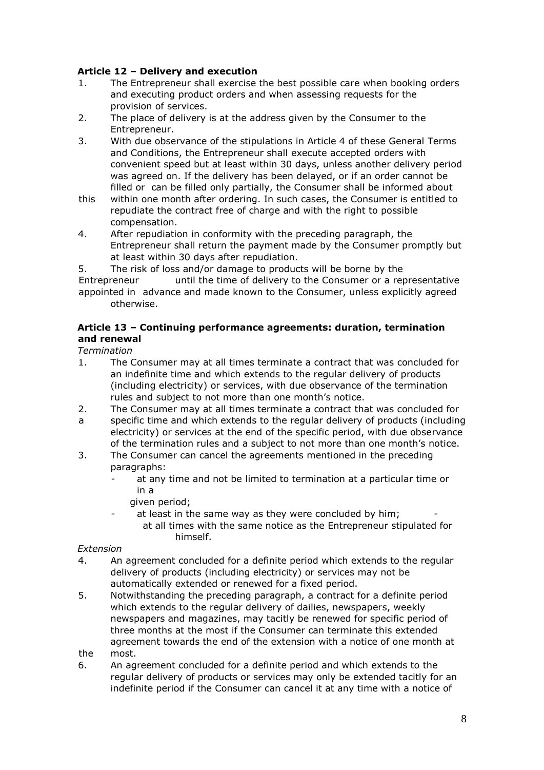**Article 12 – Delivery and execution**

1. The Entrepreneur shall exercise the best possible care when booking orders and executing product orders and when assessing requests for the provision of services.
2. The place of delivery is at the address given by the Consumer to the Entrepreneur.
3. With due observance of the stipulations in Article 4 of these General Terms and Conditions, the Entrepreneur shall execute accepted orders with convenient speed but at least within 30 days, unless another delivery period was agreed on. If the delivery has been delayed, or if an order cannot be filled or can be filled only partially, the Consumer shall be informed about this within one month after ordering. In such cases, the Consumer is entitled to repudiate the contract free of charge and with the right to possible compensation.
4. After repudiation in conformity with the preceding paragraph, the Entrepreneur shall return the payment made by the Consumer promptly but at least within 30 days after repudiation.
5. The risk of loss and/or damage to products will be borne by the Entrepreneur until the time of delivery to the Consumer or a representative appointed in advance and made known to the Consumer, unless explicitly agreed otherwise.

**Article 13 – Continuing performance agreements: duration, termination and renewal**

*Termination*

1. The Consumer may at all times terminate a contract that was concluded for an indefinite time and which extends to the regular delivery of products (including electricity) or services, with due observance of the termination rules and subject to not more than one month's notice.
2. The Consumer may at all times terminate a contract that was concluded for a specific time and which extends to the regular delivery of products (including electricity) or services at the end of the specific period, with due observance of the termination rules and a subject to not more than one month's notice.
3. The Consumer can cancel the agreements mentioned in the preceding paragraphs:
   - at any time and not be limited to termination at a particular time or in a given period;
   - at least in the same way as they were concluded by him;
   - at all times with the same notice as the Entrepreneur stipulated for himself.

*Extension*

4. An agreement concluded for a definite period which extends to the regular delivery of products (including electricity) or services may not be automatically extended or renewed for a fixed period.
5. Notwithstanding the preceding paragraph, a contract for a definite period which extends to the regular delivery of dailies, newspapers, weekly newspapers and magazines, may tacitly be renewed for specific period of three months at the most if the Consumer can terminate this extended agreement towards the end of the extension with a notice of one month at the most.
6. An agreement concluded for a definite period and which extends to the regular delivery of products or services may only be extended tacitly for an indefinite period if the Consumer can cancel it at any time with a notice of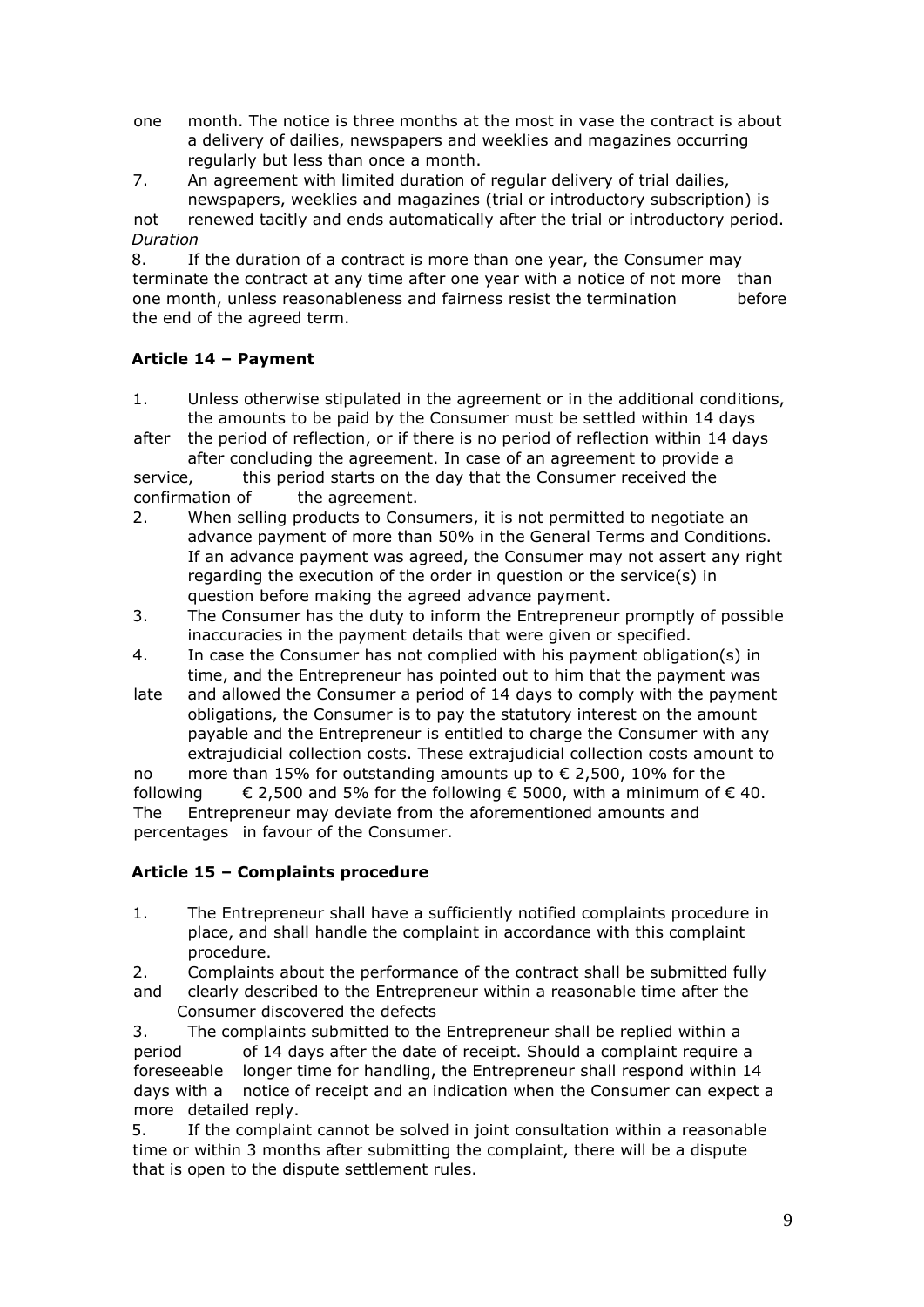one month. The notice is three months at the most in vase the contract is about a delivery of dailies, newspapers and weeklies and magazines occurring regularly but less than once a month.

7. An agreement with limited duration of regular delivery of trial dailies, newspapers, weeklies and magazines (trial or introductory subscription) is not renewed tacitly and ends automatically after the trial or introductory period.

*Duration*

8. If the duration of a contract is more than one year, the Consumer may terminate the contract at any time after one year with a notice of not more than one month, unless reasonableness and fairness resist the termination before the end of the agreed term.

### Article 14 – Payment

1. Unless otherwise stipulated in the agreement or in the additional conditions, the amounts to be paid by the Consumer must be settled within 14 days after the period of reflection, or if there is no period of reflection within 14 days after concluding the agreement. In case of an agreement to provide a service, this period starts on the day that the Consumer received the confirmation of the agreement.
2. When selling products to Consumers, it is not permitted to negotiate an advance payment of more than 50% in the General Terms and Conditions. If an advance payment was agreed, the Consumer may not assert any right regarding the execution of the order in question or the service(s) in question before making the agreed advance payment.
3. The Consumer has the duty to inform the Entrepreneur promptly of possible inaccuracies in the payment details that were given or specified.
4. In case the Consumer has not complied with his payment obligation(s) in time, and the Entrepreneur has pointed out to him that the payment was late and allowed the Consumer a period of 14 days to comply with the payment obligations, the Consumer is to pay the statutory interest on the amount payable and the Entrepreneur is entitled to charge the Consumer with any extrajudicial collection costs. These extrajudicial collection costs amount to no more than 15% for outstanding amounts up to € 2,500, 10% for the following € 2,500 and 5% for the following € 5000, with a minimum of € 40. The Entrepreneur may deviate from the aforementioned amounts and percentages in favour of the Consumer.

### Article 15 – Complaints procedure

1. The Entrepreneur shall have a sufficiently notified complaints procedure in place, and shall handle the complaint in accordance with this complaint procedure.
2. Complaints about the performance of the contract shall be submitted fully and clearly described to the Entrepreneur within a reasonable time after the Consumer discovered the defects
3. The complaints submitted to the Entrepreneur shall be replied within a period of 14 days after the date of receipt. Should a complaint require a foreseeable longer time for handling, the Entrepreneur shall respond within 14 days with a notice of receipt and an indication when the Consumer can expect a more detailed reply.
5. If the complaint cannot be solved in joint consultation within a reasonable time or within 3 months after submitting the complaint, there will be a dispute that is open to the dispute settlement rules.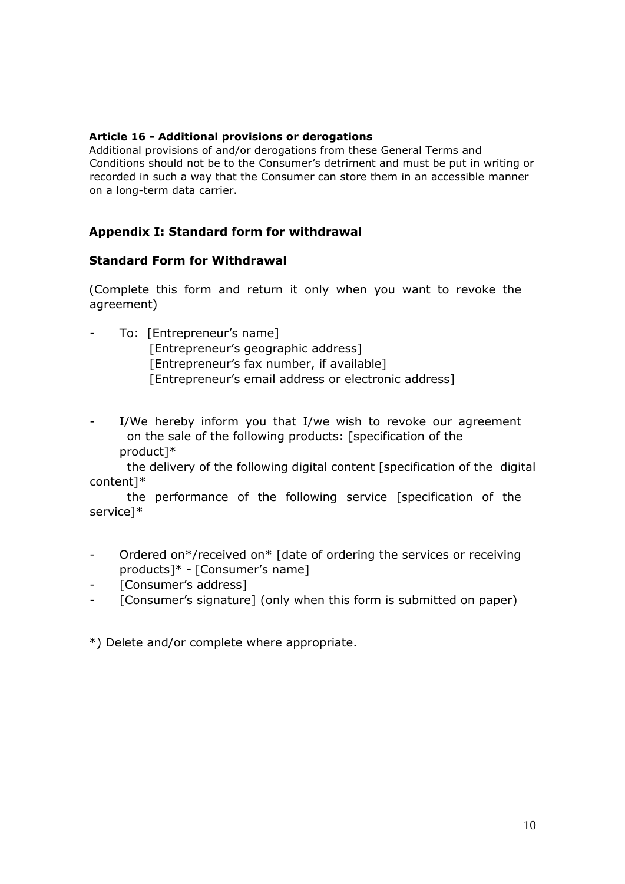**Article 16 - Additional provisions or derogations**

Additional provisions of and/or derogations from these General Terms and Conditions should not be to the Consumer's detriment and must be put in writing or recorded in such a way that the Consumer can store them in an accessible manner on a long-term data carrier.

## Appendix I: Standard form for withdrawal

### Standard Form for Withdrawal

(Complete this form and return it only when you want to revoke the agreement)

- To: [Entrepreneur's name]
  [Entrepreneur's geographic address]
  [Entrepreneur's fax number, if available]
  [Entrepreneur's email address or electronic address]

- I/We hereby inform you that I/we wish to revoke our agreement
  on the sale of the following products: [specification of the product]*
  the delivery of the following digital content [specification of the digital content]*
  the performance of the following service [specification of the service]*

- Ordered on*/received on* [date of ordering the services or receiving products]* - [Consumer's name]
- [Consumer's address]
- [Consumer's signature] (only when this form is submitted on paper)

*) Delete and/or complete where appropriate.